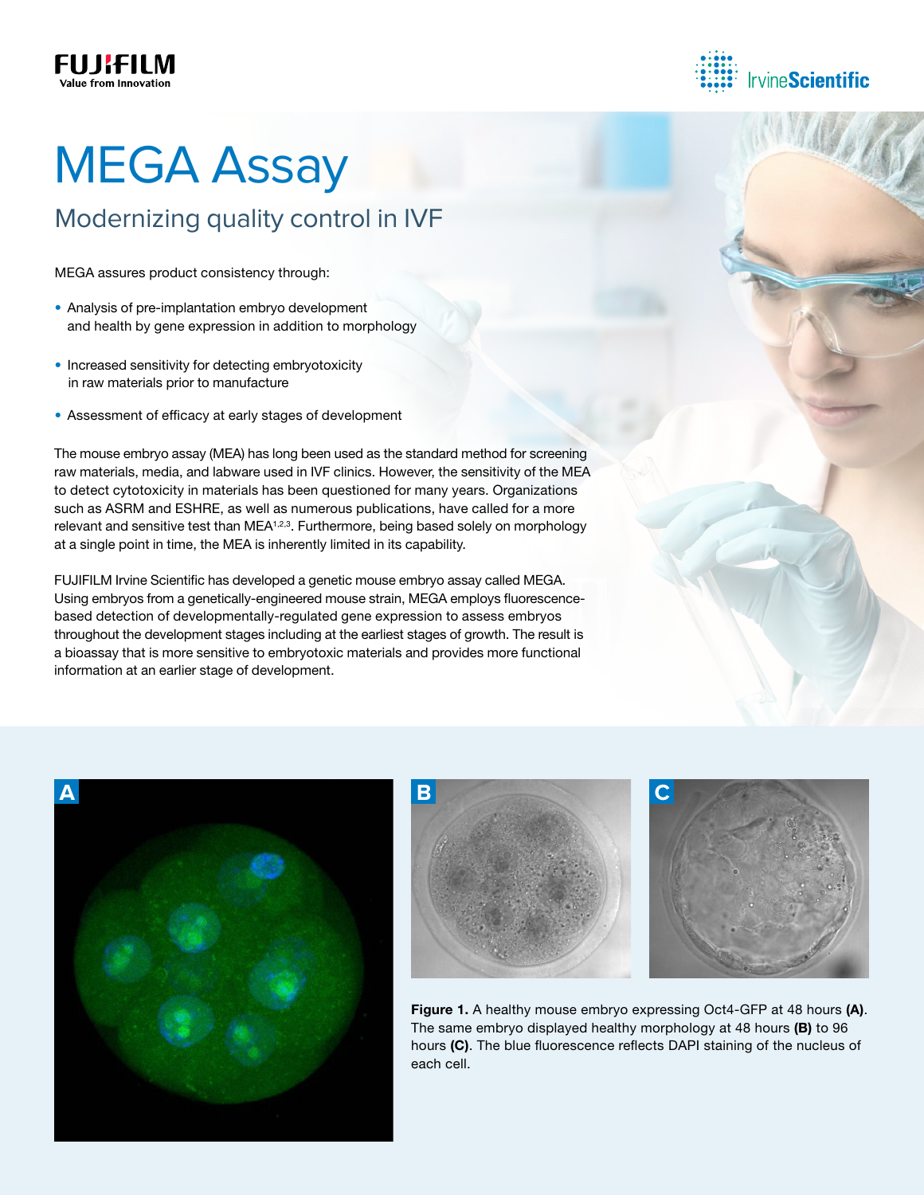# MEGA Assay

## Modernizing quality control in IVF

MEGA assures product consistency through:

- Analysis of pre-implantation embryo development and health by gene expression in addition to morphology
- Increased sensitivity for detecting embryotoxicity in raw materials prior to manufacture
- Assessment of efficacy at early stages of development

The mouse embryo assay (MEA) has long been used as the standard method for screening raw materials, media, and labware used in IVF clinics. However, the sensitivity of the MEA to detect cytotoxicity in materials has been questioned for many years. Organizations such as ASRM and ESHRE, as well as numerous publications, have called for a more relevant and sensitive test than MEA[1,2,3]. Furthermore, being based solely on morphology at a single point in time, the MEA is inherently limited in its capability.

FUJIFILM Irvine Scientific has developed a genetic mouse embryo assay called MEGA. Using embryos from a genetically-engineered mouse strain, MEGA employs fluorescence-based detection of developmentally-regulated gene expression to assess embryos throughout the development stages including at the earliest stages of growth. The result is a bioassay that is more sensitive to embryotoxic materials and provides more functional information at an earlier stage of development.

**Figure 1.** A healthy mouse embryo expressing Oct4-GFP at 48 hours **(A)**. The same embryo displayed healthy morphology at 48 hours **(B)** to 96 hours **(C)**. The blue fluorescence reflects DAPI staining of the nucleus of each cell.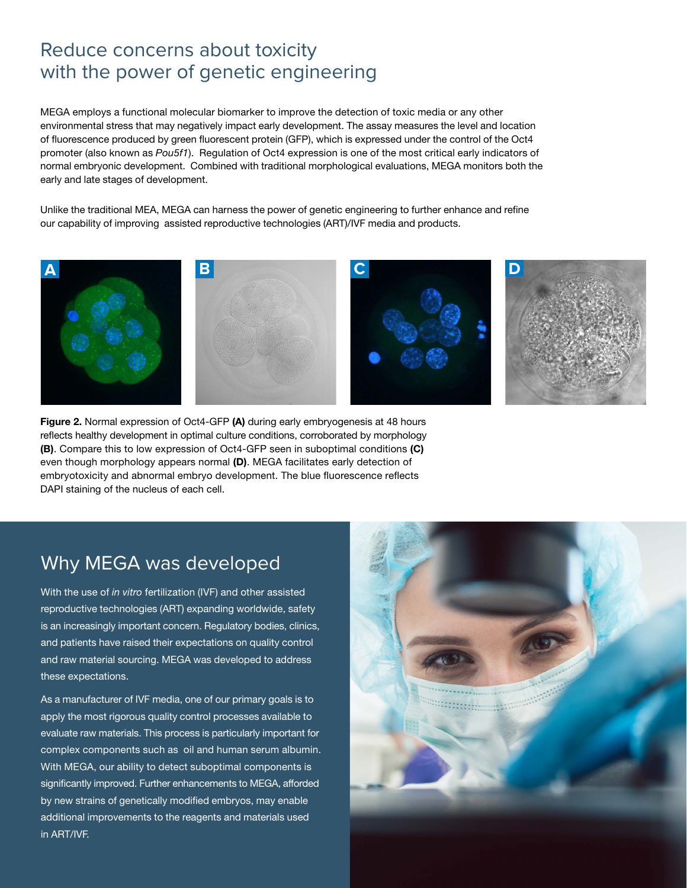## Reduce concerns about toxicity with the power of genetic engineering

MEGA employs a functional molecular biomarker to improve the detection of toxic media or any other environmental stress that may negatively impact early development. The assay measures the level and location of fluorescence produced by green fluorescent protein (GFP), which is expressed under the control of the Oct4 promoter (also known as *Pou5f1*). Regulation of Oct4 expression is one of the most critical early indicators of normal embryonic development. Combined with traditional morphological evaluations, MEGA monitors both the early and late stages of development.

Unlike the traditional MEA, MEGA can harness the power of genetic engineering to further enhance and refine our capability of improving assisted reproductive technologies (ART)/IVF media and products.

**Figure 2.** Normal expression of Oct4-GFP **(A)** during early embryogenesis at 48 hours reflects healthy development in optimal culture conditions, corroborated by morphology **(B)**. Compare this to low expression of Oct4-GFP seen in suboptimal conditions **(C)** even though morphology appears normal **(D)**. MEGA facilitates early detection of embryotoxicity and abnormal embryo development. The blue fluorescence reflects DAPI staining of the nucleus of each cell.

## Why MEGA was developed

With the use of *in vitro* fertilization (IVF) and other assisted reproductive technologies (ART) expanding worldwide, safety is an increasingly important concern. Regulatory bodies, clinics, and patients have raised their expectations on quality control and raw material sourcing. MEGA was developed to address these expectations.

As a manufacturer of IVF media, one of our primary goals is to apply the most rigorous quality control processes available to evaluate raw materials. This process is particularly important for complex components such as oil and human serum albumin. With MEGA, our ability to detect suboptimal components is significantly improved. Further enhancements to MEGA, afforded by new strains of genetically modified embryos, may enable additional improvements to the reagents and materials used in ART/IVF.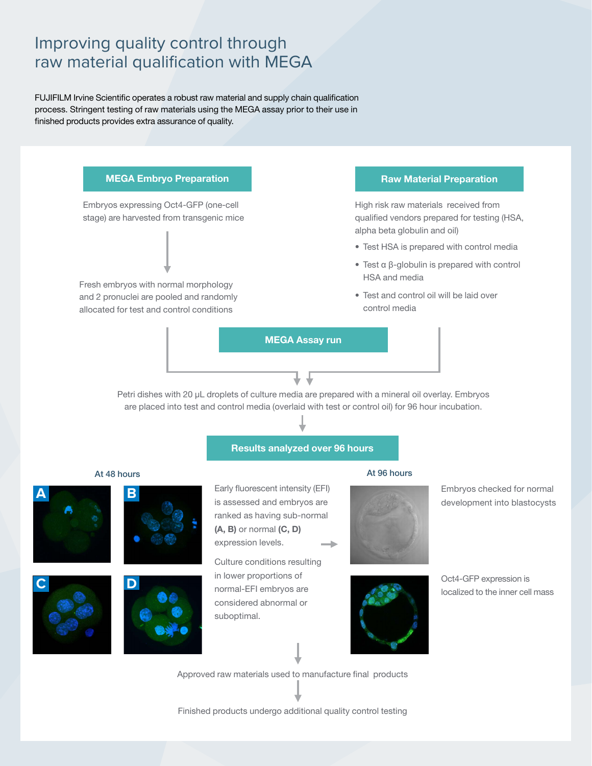# Improving quality control through raw material qualification with MEGA

FUJIFILM Irvine Scientific operates a robust raw material and supply chain qualification process. Stringent testing of raw materials using the MEGA assay prior to their use in finished products provides extra assurance of quality.

### MEGA Embryo Preparation

Embryos expressing Oct4-GFP (one-cell stage) are harvested from transgenic mice

Fresh embryos with normal morphology and 2 pronuclei are pooled and randomly allocated for test and control conditions

### Raw Material Preparation

High risk raw materials received from qualified vendors prepared for testing (HSA, alpha beta globulin and oil)

- Test HSA is prepared with control media
- Test α β-globulin is prepared with control HSA and media
- Test and control oil will be laid over control media

### MEGA Assay run

Petri dishes with 20 µL droplets of culture media are prepared with a mineral oil overlay. Embryos are placed into test and control media (overlaid with test or control oil) for 96 hour incubation.

### Results analyzed over 96 hours

**At 48 hours**

A B C D

Early fluorescent intensity (EFI) is assessed and embryos are ranked as having sub-normal **(A, B)** or normal **(C, D)** expression levels.

Culture conditions resulting in lower proportions of normal-EFI embryos are considered abnormal or suboptimal.

**At 96 hours**

Embryos checked for normal development into blastocysts

Oct4-GFP expression is localized to the inner cell mass

Approved raw materials used to manufacture final products

Finished products undergo additional quality control testing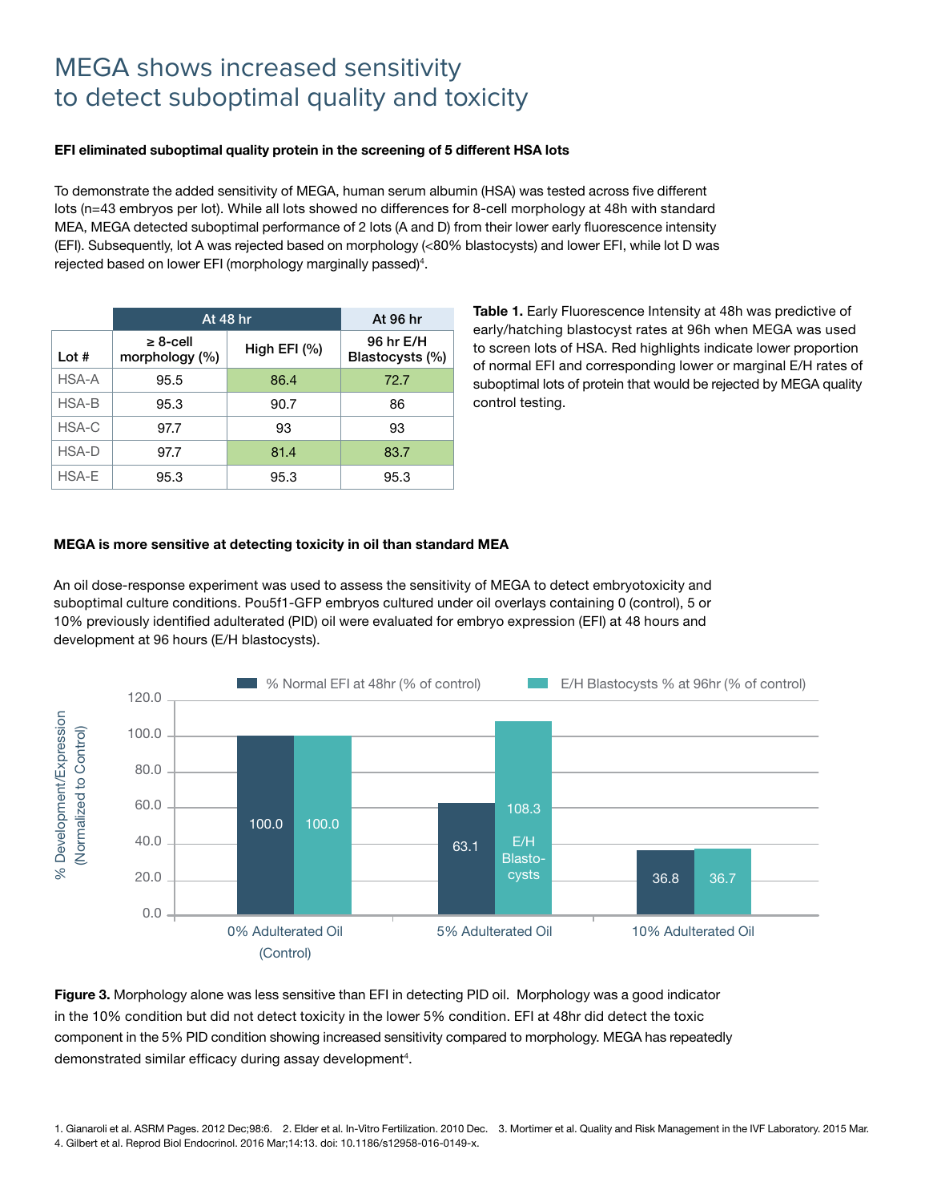# MEGA shows increased sensitivity to detect suboptimal quality and toxicity

**EFI eliminated suboptimal quality protein in the screening of 5 different HSA lots**

To demonstrate the added sensitivity of MEGA, human serum albumin (HSA) was tested across five different lots (n=43 embryos per lot). While all lots showed no differences for 8-cell morphology at 48h with standard MEA, MEGA detected suboptimal performance of 2 lots (A and D) from their lower early fluorescence intensity (EFI). Subsequently, lot A was rejected based on morphology (<80% blastocysts) and lower EFI, while lot D was rejected based on lower EFI (morphology marginally passed)[4].

| | At 48 hr | | At 96 hr |
|---|---|---|---|
| Lot # | ≥ 8-cell morphology (%) | High EFI (%) | 96 hr E/H Blastocysts (%) |
| HSA-A | 95.5 | 86.4 | 72.7 |
| HSA-B | 95.3 | 90.7 | 86 |
| HSA-C | 97.7 | 93 | 93 |
| HSA-D | 97.7 | 81.4 | 83.7 |
| HSA-E | 95.3 | 95.3 | 95.3 |

**Table 1.** Early Fluorescence Intensity at 48h was predictive of early/hatching blastocyst rates at 96h when MEGA was used to screen lots of HSA. Red highlights indicate lower proportion of normal EFI and corresponding lower or marginal E/H rates of suboptimal lots of protein that would be rejected by MEGA quality control testing.

**MEGA is more sensitive at detecting toxicity in oil than standard MEA**

An oil dose-response experiment was used to assess the sensitivity of MEGA to detect embryotoxicity and suboptimal culture conditions. Pou5f1-GFP embryos cultured under oil overlays containing 0 (control), 5 or 10% previously identified adulterated (PID) oil were evaluated for embryo expression (EFI) at 48 hours and development at 96 hours (E/H blastocysts).

| % Development/Expression (Normalized to Control) | % Normal EFI at 48hr (% of control) | E/H Blastocysts % at 96hr (% of control) |
|---|---|---|
| 0% Adulterated Oil (Control) | 100.0 | 100.0 |
| 5% Adulterated Oil | 63.1 | 108.3 |
| 10% Adulterated Oil | 36.8 | 36.7 |

**Figure 3.** Morphology alone was less sensitive than EFI in detecting PID oil. Morphology was a good indicator in the 10% condition but did not detect toxicity in the lower 5% condition. EFI at 48hr did detect the toxic component in the 5% PID condition showing increased sensitivity compared to morphology. MEGA has repeatedly demonstrated similar efficacy during assay development[4].

1. Gianaroli et al. ASRM Pages. 2012 Dec;98:6. 2. Elder et al. In-Vitro Fertilization. 2010 Dec. 3. Mortimer et al. Quality and Risk Management in the IVF Laboratory. 2015 Mar. 4. Gilbert et al. Reprod Biol Endocrinol. 2016 Mar;14:13. doi: 10.1186/s12958-016-0149-x.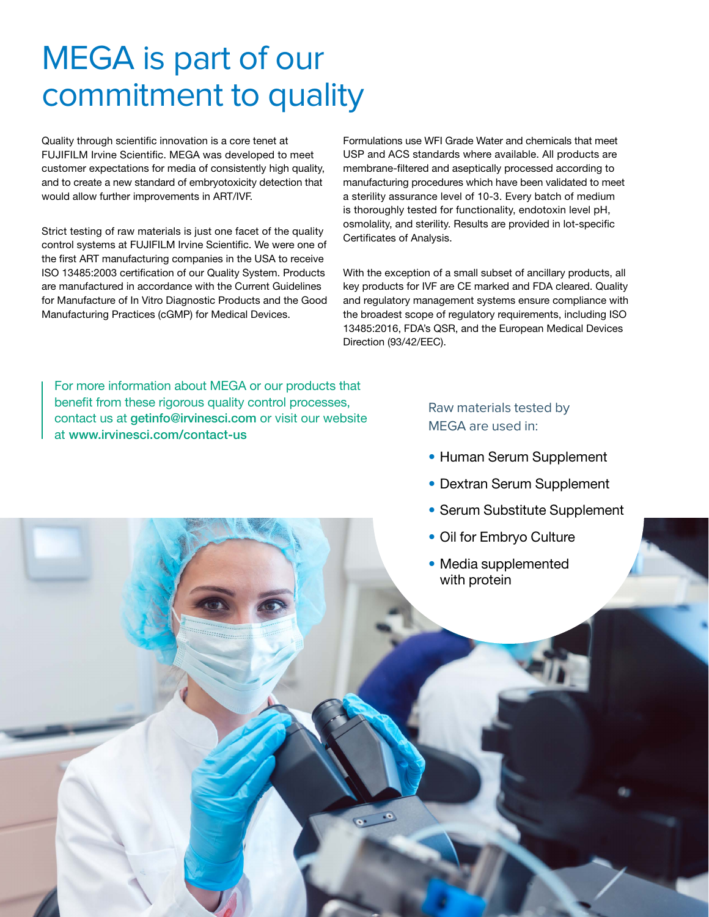# MEGA is part of our commitment to quality

Quality through scientific innovation is a core tenet at FUJIFILM Irvine Scientific. MEGA was developed to meet customer expectations for media of consistently high quality, and to create a new standard of embryotoxicity detection that would allow further improvements in ART/IVF.

Strict testing of raw materials is just one facet of the quality control systems at FUJIFILM Irvine Scientific. We were one of the first ART manufacturing companies in the USA to receive ISO 13485:2003 certification of our Quality System. Products are manufactured in accordance with the Current Guidelines for Manufacture of In Vitro Diagnostic Products and the Good Manufacturing Practices (cGMP) for Medical Devices.

Formulations use WFI Grade Water and chemicals that meet USP and ACS standards where available. All products are membrane-filtered and aseptically processed according to manufacturing procedures which have been validated to meet a sterility assurance level of 10-3. Every batch of medium is thoroughly tested for functionality, endotoxin level pH, osmolality, and sterility. Results are provided in lot-specific Certificates of Analysis.

With the exception of a small subset of ancillary products, all key products for IVF are CE marked and FDA cleared. Quality and regulatory management systems ensure compliance with the broadest scope of regulatory requirements, including ISO 13485:2016, FDA's QSR, and the European Medical Devices Direction (93/42/EEC).

For more information about MEGA or our products that benefit from these rigorous quality control processes, contact us at **getinfo@irvinesci.com** or visit our website at **www.irvinesci.com/contact-us**

Raw materials tested by MEGA are used in:

- Human Serum Supplement
- Dextran Serum Supplement
- Serum Substitute Supplement
- Oil for Embryo Culture
- Media supplemented with protein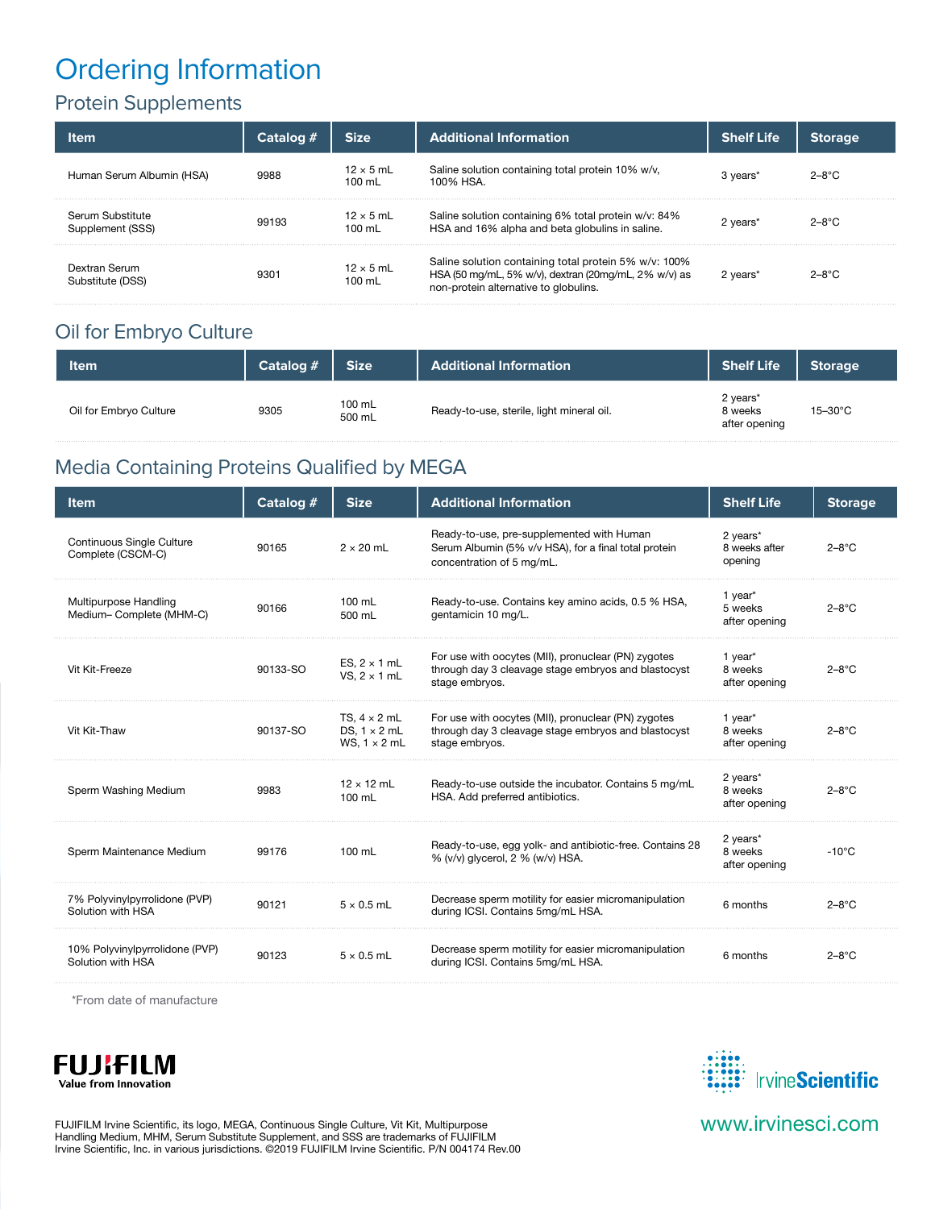# Ordering Information

## Protein Supplements

| Item | Catalog # | Size | Additional Information | Shelf Life | Storage |
|---|---|---|---|---|---|
| Human Serum Albumin (HSA) | 9988 | 12 × 5 mL<br>100 mL | Saline solution containing total protein 10% w/v, 100% HSA. | 3 years* | 2–8°C |
| Serum Substitute Supplement (SSS) | 99193 | 12 × 5 mL<br>100 mL | Saline solution containing 6% total protein w/v: 84% HSA and 16% alpha and beta globulins in saline. | 2 years* | 2–8°C |
| Dextran Serum Substitute (DSS) | 9301 | 12 × 5 mL<br>100 mL | Saline solution containing total protein 5% w/v: 100% HSA (50 mg/mL, 5% w/v), dextran (20mg/mL, 2% w/v) as non-protein alternative to globulins. | 2 years* | 2–8°C |

## Oil for Embryo Culture

| Item | Catalog # | Size | Additional Information | Shelf Life | Storage |
|---|---|---|---|---|---|
| Oil for Embryo Culture | 9305 | 100 mL<br>500 mL | Ready-to-use, sterile, light mineral oil. | 2 years*<br>8 weeks after opening | 15–30°C |

## Media Containing Proteins Qualified by MEGA

| Item | Catalog # | Size | Additional Information | Shelf Life | Storage |
|---|---|---|---|---|---|
| Continuous Single Culture Complete (CSCM-C) | 90165 | 2 × 20 mL | Ready-to-use, pre-supplemented with Human Serum Albumin (5% v/v HSA), for a final total protein concentration of 5 mg/mL. | 2 years*<br>8 weeks after opening | 2–8°C |
| Multipurpose Handling Medium– Complete (MHM-C) | 90166 | 100 mL<br>500 mL | Ready-to-use. Contains key amino acids, 0.5 % HSA, gentamicin 10 mg/L. | 1 year*<br>5 weeks after opening | 2–8°C |
| Vit Kit-Freeze | 90133-SO | ES, 2 × 1 mL<br>VS, 2 × 1 mL | For use with oocytes (MII), pronuclear (PN) zygotes through day 3 cleavage stage embryos and blastocyst stage embryos. | 1 year*<br>8 weeks after opening | 2–8°C |
| Vit Kit-Thaw | 90137-SO | TS, 4 × 2 mL<br>DS, 1 × 2 mL<br>WS, 1 × 2 mL | For use with oocytes (MII), pronuclear (PN) zygotes through day 3 cleavage stage embryos and blastocyst stage embryos. | 1 year*<br>8 weeks after opening | 2–8°C |
| Sperm Washing Medium | 9983 | 12 × 12 mL<br>100 mL | Ready-to-use outside the incubator. Contains 5 mg/mL HSA. Add preferred antibiotics. | 2 years*<br>8 weeks after opening | 2–8°C |
| Sperm Maintenance Medium | 99176 | 100 mL | Ready-to-use, egg yolk- and antibiotic-free. Contains 28 % (v/v) glycerol, 2 % (w/v) HSA. | 2 years*<br>8 weeks after opening | -10°C |
| 7% Polyvinylpyrrolidone (PVP) Solution with HSA | 90121 | 5 × 0.5 mL | Decrease sperm motility for easier micromanipulation during ICSI. Contains 5mg/mL HSA. | 6 months | 2–8°C |
| 10% Polyvinylpyrrolidone (PVP) Solution with HSA | 90123 | 5 × 0.5 mL | Decrease sperm motility for easier micromanipulation during ICSI. Contains 5mg/mL HSA. | 6 months | 2–8°C |

*From date of manufacture

FUJIFILM
Value from Innovation

IrvineScientific

www.irvinesci.com

FUJIFILM Irvine Scientific, its logo, MEGA, Continuous Single Culture, Vit Kit, Multipurpose Handling Medium, MHM, Serum Substitute Supplement, and SSS are trademarks of FUJIFILM Irvine Scientific, Inc. in various jurisdictions. ©2019 FUJIFILM Irvine Scientific. P/N 004174 Rev.00